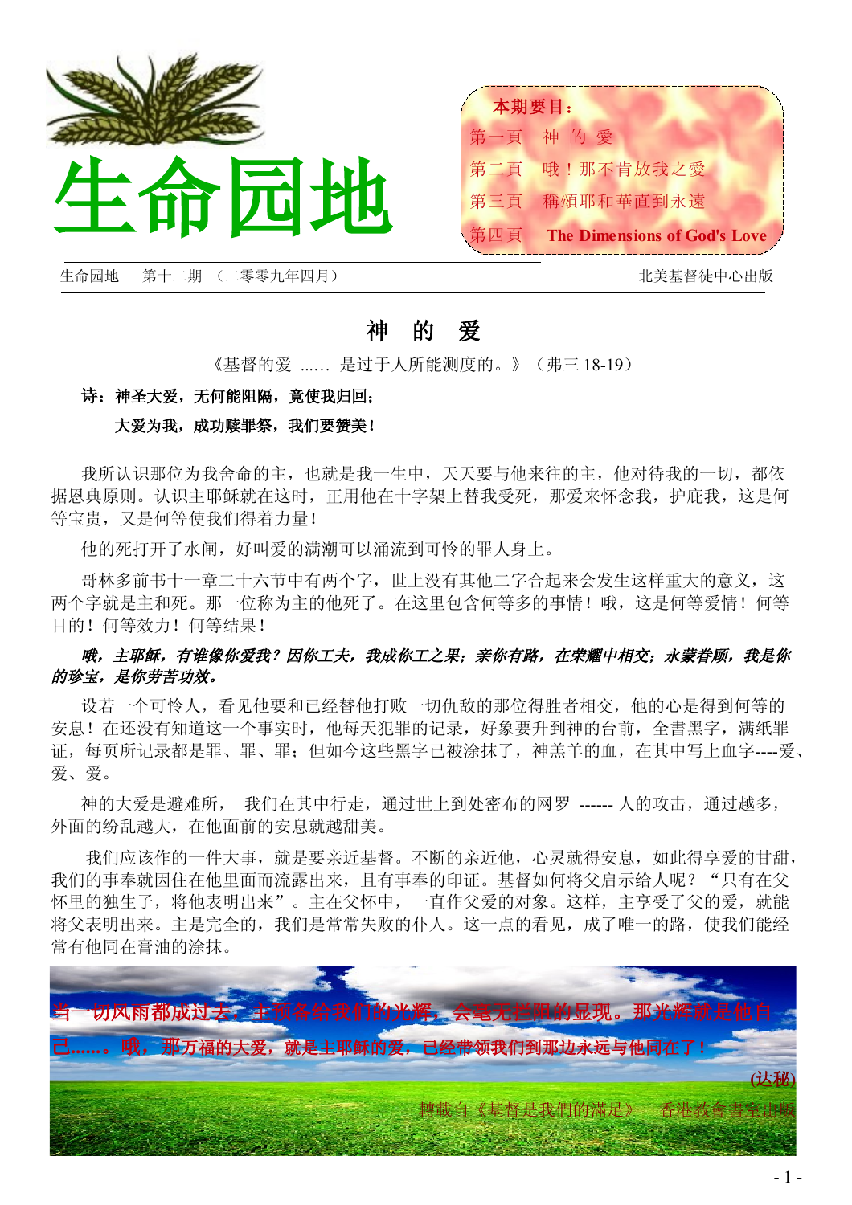# 生命园地

**本期要目：**

第一頁　神 的 爱

第二頁　哦！那不肯放我之愛

第三頁　稱頌耶和華直到永遠

第四頁　**The Dimensions of God's Love**

生命园地　第十二期 （二零零九年四月）　　北美基督徒中心出版

## 神　的　爱

《基督的爱 …… 是过于人所能测度的。》（弗三 18-19）

**诗：神圣大爱，无何能阻隔，竟使我归回；**

**大爱为我，成功赎罪祭，我们要赞美！**

我所认识那位为我舍命的主，也就是我一生中，天天要与他来往的主，他对待我的一切，都依据恩典原则。认识主耶稣就在这时，正用他在十字架上替我受死，那爱来怀念我，护庇我，这是何等宝贵，又是何等使我们得着力量！

他的死打开了水闸，好叫爱的满潮可以涌流到可怜的罪人身上。

哥林多前书十一章二十六节中有两个字，世上没有其他二字合起来会发生这样重大的意义，这两个字就是主和死。那一位称为主的他死了。在这里包含何等多的事情！哦，这是何等爱情！何等目的！何等效力！何等结果！

***哦，主耶稣，有谁像你爱我？因你工夫，我成你工之果；亲你有路，在荣耀中相交；永蒙眷顾，我是你的珍宝，是你劳苦功效。***

设若一个可怜人，看见他要和已经替他打败一切仇敌的那位得胜者相交，他的心是得到何等的安息！在还没有知道这一个事实时，他每天犯罪的记录，好象要升到神的台前，全書黑字，满纸罪证，每页所记录都是罪、罪、罪；但如今这些黑字已被涂抹了，神羔羊的血，在其中写上血字----爱、爱、爱。

神的大爱是避难所， 我们在其中行走，通过世上到处密布的网罗 ------ 人的攻击，通过越多，外面的纷乱越大，在他面前的安息就越甜美。

我们应该作的一件大事，就是要亲近基督。不断的亲近他，心灵就得安息，如此得享爱的甘甜，我们的事奉就因住在他里面而流露出来，且有事奉的印证。基督如何将父启示给人呢？“只有在父怀里的独生子，将他表明出来”。主在父怀中，一直作父爱的对象。这样，主享受了父的爱，就能将父表明出来。主是完全的，我们是常常失败的仆人。这一点的看见，成了唯一的路，使我们能经常有他同在膏油的涂抹。

**当一切风雨都成过去，主预备给我们的光辉，会毫无拦阻的显现。那光辉就是他自己……。哦，那万福的大爱，就是主耶稣的爱，已经带领我们到那边永远与他同在了！**

**(达秘)**

轉載自《基督是我們的滿足》　香港教會書室出版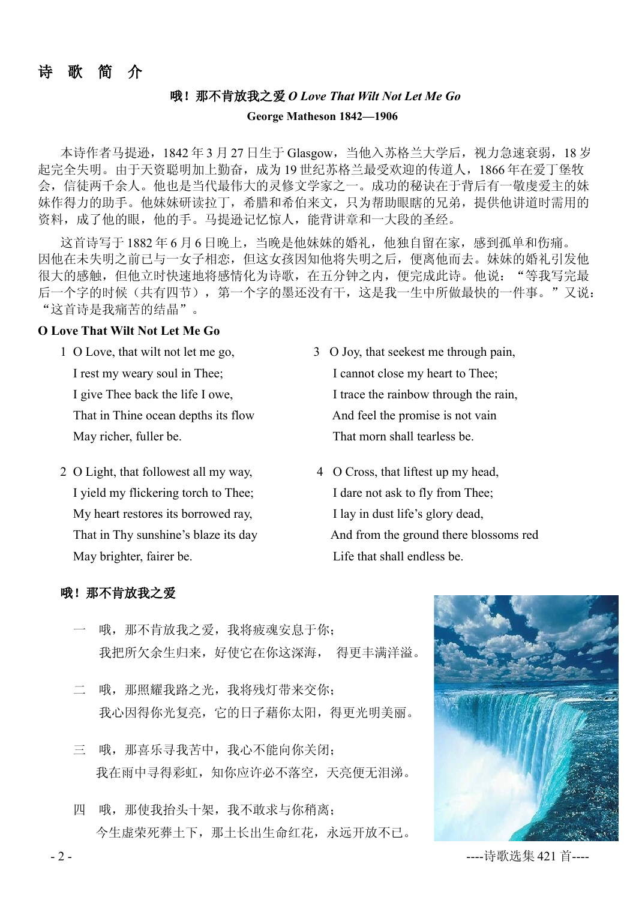## 诗 歌 简 介

**哦！那不肯放我之爱 *O Love That Wilt Not Let Me Go***

**George Matheson 1842—1906**

本诗作者马提逊，1842 年 3 月 27 日生于 Glasgow，当他入苏格兰大学后，视力急速衰弱，18 岁起完全失明。由于天资聪明加上勤奋，成为 19 世纪苏格兰最受欢迎的传道人，1866 年在爱丁堡牧会，信徒两千余人。他也是当代最伟大的灵修文学家之一。成功的秘诀在于背后有一敬虔爱主的妹妹作得力的助手。他妹妹研读拉丁，希腊和希伯来文，只为帮助眼瞎的兄弟，提供他讲道时需用的资料，成了他的眼，他的手。马提逊记忆惊人，能背讲章和一大段的圣经。

这首诗写于 1882 年 6 月 6 日晚上，当晚是他妹妹的婚礼，他独自留在家，感到孤单和伤痛。因他在未失明之前已与一女子相恋，但这女孩因知他将失明之后，便离他而去。妹妹的婚礼引发他很大的感触，但他立时快速地将感情化为诗歌，在五分钟之内，便完成此诗。他说："等我写完最后一个字的时候（共有四节），第一个字的墨还没有干，这是我一生中所做最快的一件事。"又说："这首诗是我痛苦的结晶"。

**O Love That Wilt Not Let Me Go**

1 O Love, that wilt not let me go,
I rest my weary soul in Thee;
I give Thee back the life I owe,
That in Thine ocean depths its flow
May richer, fuller be.

2 O Light, that followest all my way,
I yield my flickering torch to Thee;
My heart restores its borrowed ray,
That in Thy sunshine's blaze its day
May brighter, fairer be.

3 O Joy, that seekest me through pain,
I cannot close my heart to Thee;
I trace the rainbow through the rain,
And feel the promise is not vain
That morn shall tearless be.

4 O Cross, that liftest up my head,
I dare not ask to fly from Thee;
I lay in dust life's glory dead,
And from the ground there blossoms red
Life that shall endless be.

**哦！那不肯放我之爱**

一 哦，那不肯放我之爱，我将疲魂安息于你；
我把所欠余生归来，好使它在你这深海， 得更丰满洋溢。

二 哦，那照耀我路之光，我将残灯带来交你；
我心因得你光复亮，它的日子藉你太阳，得更光明美丽。

三 哦，那喜乐寻我苦中，我心不能向你关闭；
我在雨中寻得彩虹，知你应许必不落空，天亮便无泪涕。

四 哦，那使我抬头十架，我不敢求与你稍离；
今生虚荣死葬土下，那土长出生命红花，永远开放不已。

----诗歌选集 421 首----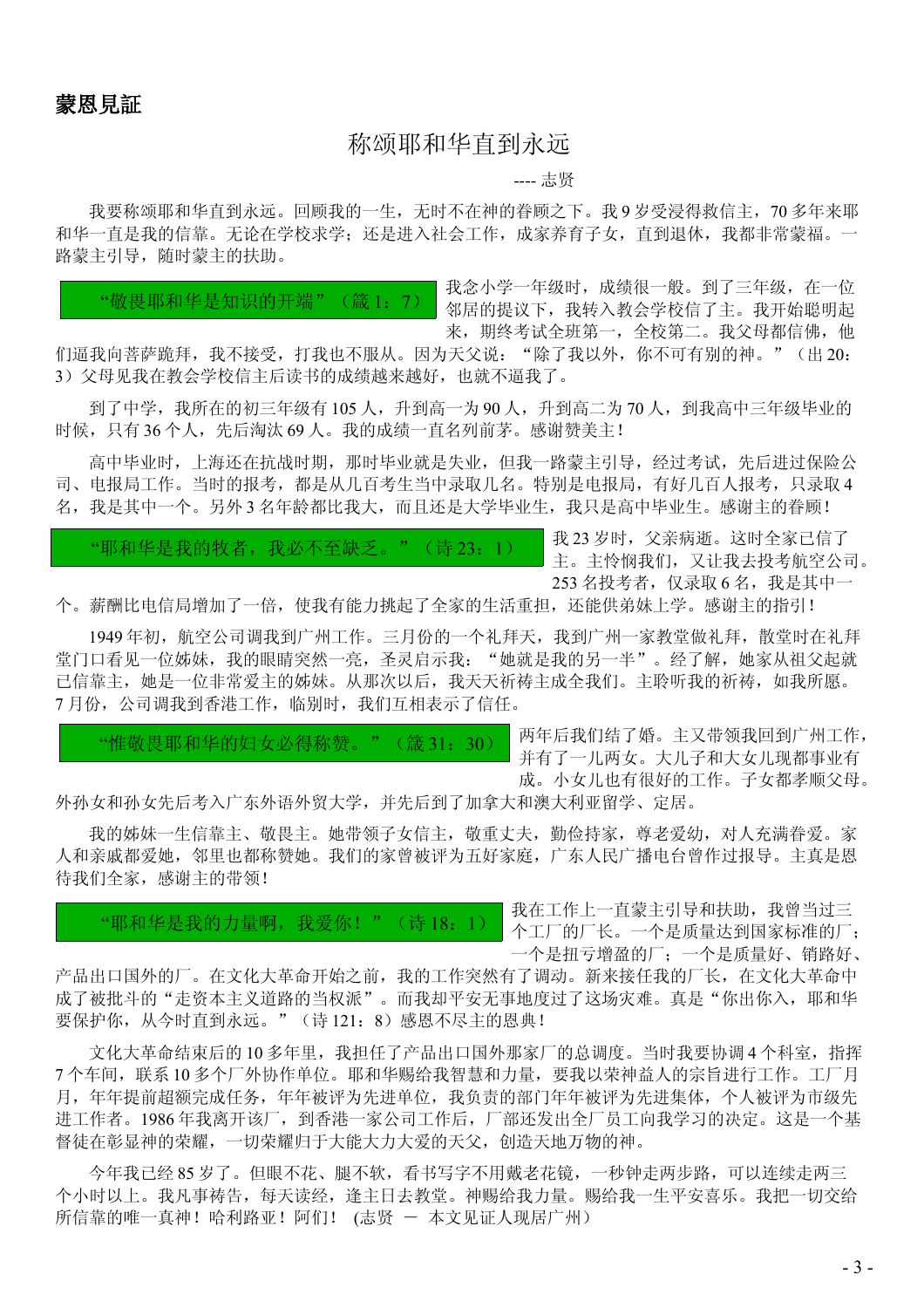**蒙恩見証**

# 称颂耶和华直到永远

---- 志贤

我要称颂耶和华直到永远。回顾我的一生，无时不在神的眷顾之下。我 9 岁受浸得救信主，70 多年来耶和华一直是我的信靠。无论在学校求学；还是进入社会工作，成家养育子女，直到退休，我都非常蒙福。一路蒙主引导，随时蒙主的扶助。

**"敬畏耶和华是知识的开端"（箴 1：7）**

我念小学一年级时，成绩很一般。到了三年级，在一位邻居的提议下，我转入教会学校信了主。我开始聪明起来，期终考试全班第一，全校第二。我父母都信佛，他们逼我向菩萨跪拜，我不接受，打我也不服从。因为天父说："除了我以外，你不可有别的神。"（出 20：3）父母见我在教会学校信主后读书的成绩越来越好，也就不逼我了。

到了中学，我所在的初三年级有 105 人，升到高一为 90 人，升到高二为 70 人，到我高中三年级毕业的时候，只有 36 个人，先后淘汰 69 人。我的成绩一直名列前茅。感谢赞美主！

高中毕业时，上海还在抗战时期，那时毕业就是失业，但我一路蒙主引导，经过考试，先后进过保险公司、电报局工作。当时的报考，都是从几百考生当中录取几名。特别是电报局，有好几百人报考，只录取 4 名，我是其中一个。另外 3 名年龄都比我大，而且还是大学毕业生，我只是高中毕业生。感谢主的眷顾！

**"耶和华是我的牧者，我必不至缺乏。"（诗 23：1）**

我 23 岁时，父亲病逝。这时全家已信了主。主怜悯我们，又让我去投考航空公司。253 名投考者，仅录取 6 名，我是其中一个。薪酬比电信局增加了一倍，使我有能力挑起了全家的生活重担，还能供弟妹上学。感谢主的指引！

1949 年初，航空公司调我到广州工作。三月份的一个礼拜天，我到广州一家教堂做礼拜，散堂时在礼拜堂门口看见一位姊妹，我的眼睛突然一亮，圣灵启示我："她就是我的另一半"。经了解，她家从祖父起就已信靠主，她是一位非常爱主的姊妹。从那次以后，我天天祈祷主成全我们。主聆听我的祈祷，如我所愿。7 月份，公司调我到香港工作，临别时，我们互相表示了信任。

**"惟敬畏耶和华的妇女必得称赞。"（箴 31：30）**

两年后我们结了婚。主又带领我回到广州工作，并有了一儿两女。大儿子和大女儿现都事业有成。小女儿也有很好的工作。子女都孝顺父母。外孙女和孙女先后考入广东外语外贸大学，并先后到了加拿大和澳大利亚留学、定居。

我的姊妹一生信靠主、敬畏主。她带领子女信主，敬重丈夫，勤俭持家，尊老爱幼，对人充满眷爱。家人和亲戚都爱她，邻里也都称赞她。我们的家曾被评为五好家庭，广东人民广播电台曾作过报导。主真是恩待我们全家，感谢主的带领！

**"耶和华是我的力量啊，我爱你！"（诗 18：1）**

我在工作上一直蒙主引导和扶助，我曾当过三个工厂的厂长。一个是质量达到国家标准的厂；一个是扭亏增盈的厂；一个是质量好、销路好、产品出口国外的厂。在文化大革命开始之前，我的工作突然有了调动。新来接任我的厂长，在文化大革命中成了被批斗的"走资本主义道路的当权派"。而我却平安无事地度过了这场灾难。真是"你出你入，耶和华要保护你，从今时直到永远。"（诗 121：8）感恩不尽主的恩典！

文化大革命结束后的 10 多年里，我担任了产品出口国外那家厂的总调度。当时我要协调 4 个科室，指挥 7 个车间，联系 10 多个厂外协作单位。耶和华赐给我智慧和力量，要我以荣神益人的宗旨进行工作。工厂月月，年年提前超额完成任务，年年被评为先进单位，我负责的部门年年被评为先进集体，个人被评为市级先进工作者。1986 年我离开该厂，到香港一家公司工作后，厂部还发出全厂员工向我学习的决定。这是一个基督徒在彰显神的荣耀，一切荣耀归于大能大力大爱的天父，创造天地万物的神。

今年我已经 85 岁了。但眼不花、腿不软，看书写字不用戴老花镜，一秒钟走两步路，可以连续走两三个小时以上。我凡事祷告，每天读经，逢主日去教堂。神赐给我力量。赐给我一生平安喜乐。我把一切交给所信靠的唯一真神！哈利路亚！阿们！ (志贤 － 本文见证人现居广州)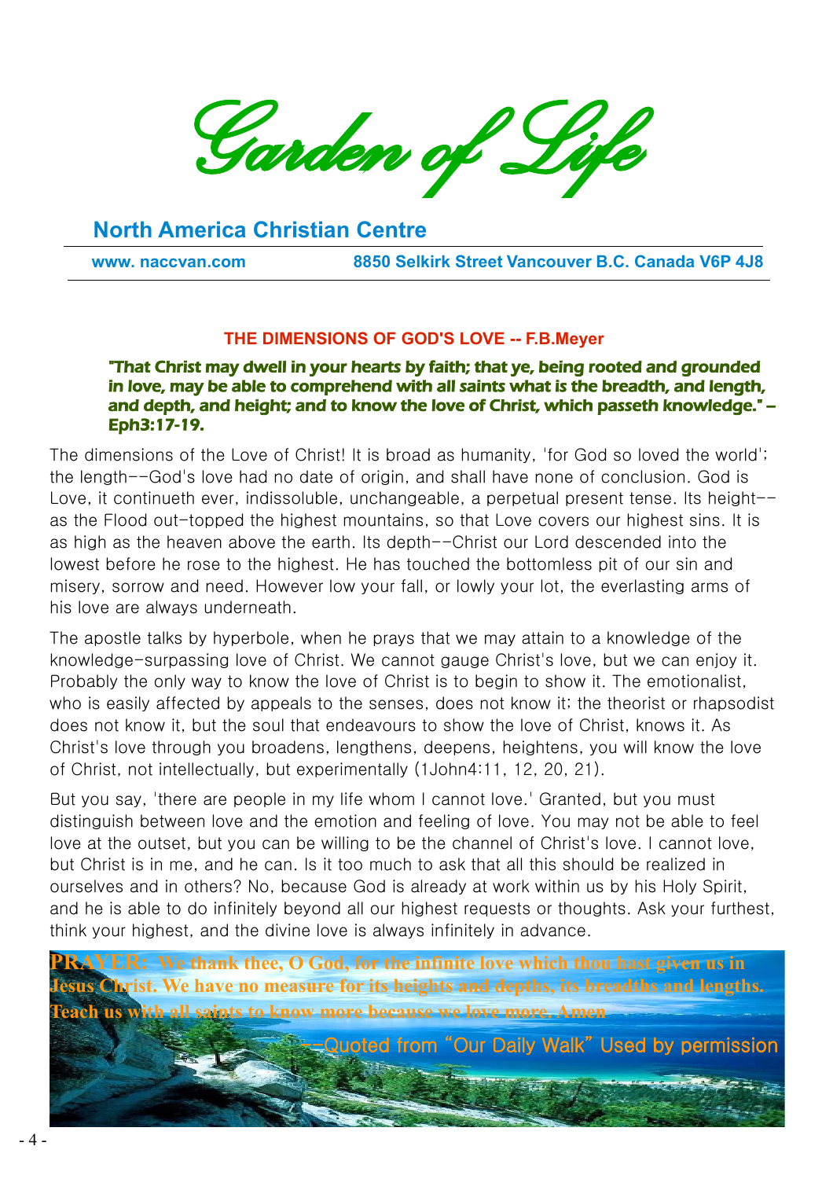# Garden of Life

## North America Christian Centre

**www. naccvan.com** **8850 Selkirk Street Vancouver B.C. Canada V6P 4J8**

### THE DIMENSIONS OF GOD'S LOVE -- F.B.Meyer

**"That Christ may dwell in your hearts by faith; that ye, being rooted and grounded in love, may be able to comprehend with all saints what is the breadth, and length, and depth, and height; and to know the love of Christ, which passeth knowledge." – Eph3:17-19.**

The dimensions of the Love of Christ! It is broad as humanity, 'for God so loved the world'; the length--God's love had no date of origin, and shall have none of conclusion. God is Love, it continueth ever, indissoluble, unchangeable, a perpetual present tense. Its height--as the Flood out-topped the highest mountains, so that Love covers our highest sins. It is as high as the heaven above the earth. Its depth--Christ our Lord descended into the lowest before he rose to the highest. He has touched the bottomless pit of our sin and misery, sorrow and need. However low your fall, or lowly your lot, the everlasting arms of his love are always underneath.

The apostle talks by hyperbole, when he prays that we may attain to a knowledge of the knowledge-surpassing love of Christ. We cannot gauge Christ's love, but we can enjoy it. Probably the only way to know the love of Christ is to begin to show it. The emotionalist, who is easily affected by appeals to the senses, does not know it; the theorist or rhapsodist does not know it, but the soul that endeavours to show the love of Christ, knows it. As Christ's love through you broadens, lengthens, deepens, heightens, you will know the love of Christ, not intellectually, but experimentally (1John4:11, 12, 20, 21).

But you say, 'there are people in my life whom I cannot love.' Granted, but you must distinguish between love and the emotion and feeling of love. You may not be able to feel love at the outset, but you can be willing to be the channel of Christ's love. I cannot love, but Christ is in me, and he can. Is it too much to ask that all this should be realized in ourselves and in others? No, because God is already at work within us by his Holy Spirit, and he is able to do infinitely beyond all our highest requests or thoughts. Ask your furthest, think your highest, and the divine love is always infinitely in advance.

**PRAYER: We thank thee, O God, for the infinite love which thou hast given us in Jesus Christ. We have no measure for its heights and depths, its breadths and lengths. Teach us with all saints to know more because we love more. Amen**

--Quoted from "Our Daily Walk" Used by permission